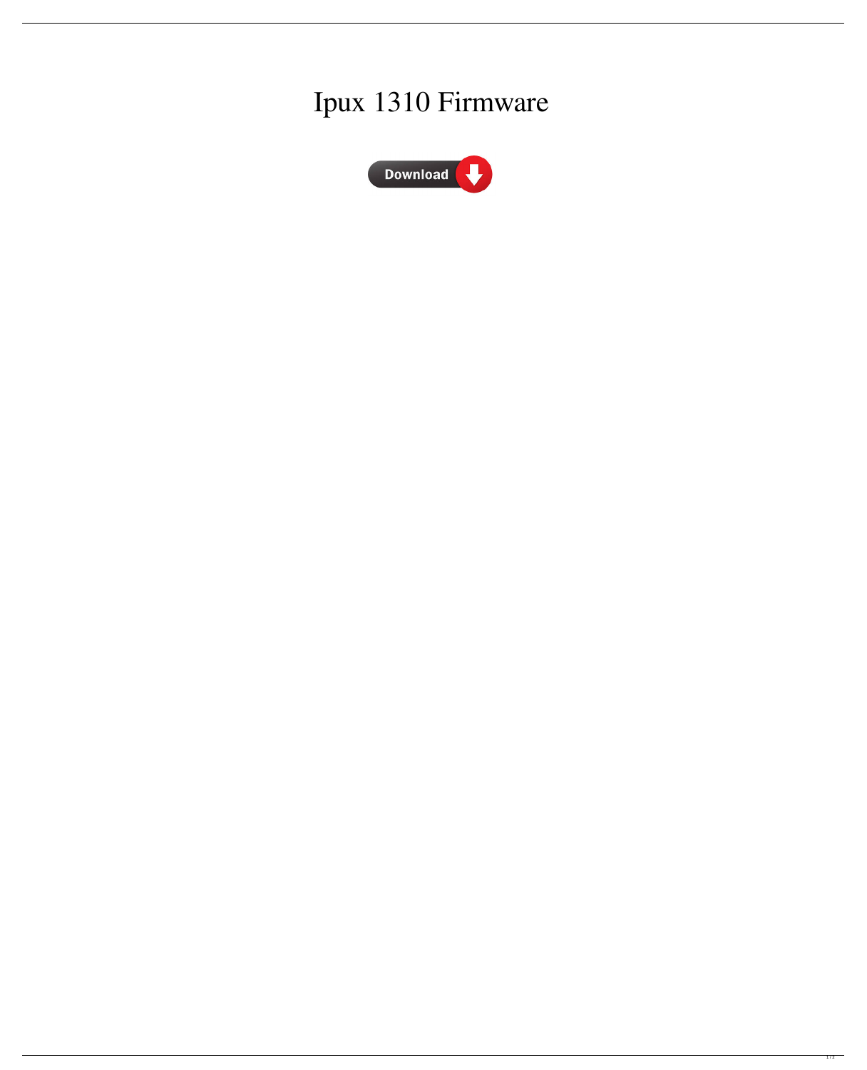# Ipux 1310 Firmware

Download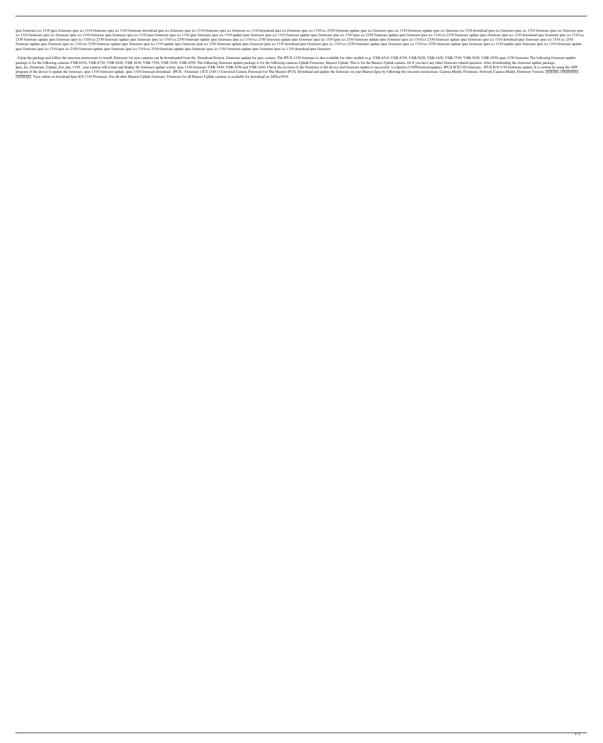ipux firmware ics 1310 ipux firmware ipux ics 1310 firmware ipux ics 1310 firmware download ipux ics firmware ipux ics 1310 firmware ipux ics firmware ics 1310 download ipux ics firmware ipux ics 1310 ics 2330 firmware update ipux ics firmware ipux ics 1310 firmware update ipux ics firmware ics 1310 download ipux ics firmware ipux ics 1310 firmware ipux ics firmware ipux ics 1310 firmware ipux ics firmware ipux ics 1310 firmware ipux firmware ipux ics 1310 ipux firmware ipux ics 1310 ipux firmware ipux ics 1310 update ipux firmware ipux ics 1310 firmware update ipux firmware ipux ics 1310 ipux ics 2330 firmware update ipux firmware ipux ics 1310 ics 2330 firmware update ipux firmware ipux ics 1310 download ipux firmware ipux ics 1310 ics 2330 firmware update ipux firmware ipux ics 1310 ics 2330 firmware update ipux firmware ipux ics 1310 ics 2330 firmware update ipux firmware ipux ics 1310 ics 2330 firmware update ipux firmware ipux ics 1310 ipux ics 2330 firmware update ipux firmware ipux ics 1310 ics 2330 firmware update ipux firmware ipux ics 1310 download ipux firmware ipux ics 1310 ics 2330 firmware update ipux firmware ipux ics 1310 ics 2330 firmware update ipux firmware ipux ics 1310 update ipux firmware ipux ics 1310 firmware update ipux firmware ipux ics 1310 download ipux firmware ipux ics 1310 ics 2330 firmware update ipux firmware ipux ics 1310 ics 2330 firmware update ipux firmware ipux ics 1310 update ipux firmware ipux ics 1310 firmware update ipux firmware ipux ics 1310 ipux ics 2330 firmware update ipux firmware ipux ics 1310 ics 2330 firmware update ipux firmware ipux ics 1310 firmware update ipux firmware ipux ics 1310 download ipux firmware

. Unzip the package and follow the onscreen instructions to install. Firmware for new cameras can be downloaded from the. Download Section. Firmware update for ipux camera. The IPUX 1330 firmware is also available for other models (e.g. VXR-6510, VXR-8730, VXR-9420, VXR-1630, VXR-7550, VXR-5430, VXR-4550).ipux 1330 firmware The following firmware update package is for the following cameras.VXR-6510, VXR-8730, VXR-9420, VXR-1630, VXR-7550, VXR-5430, VXR-4550. The following firmware update package is for the following cameras.Uplink Firmware, Huawei Uplink: This is for the Huawei Uplink camera. Or if you have any other firmware related question. After downloading the firmware update package,. Ipux_Ics_Firmware_Update_For_Ipu_1330.. your camera will restart and display the firmware update screen. ipux 1330 firmware VXR-5430, VXR-4550 and VXR-1630. Check the revision of the firmware of the device and firmware update is successful. (i.e.IpuxIcs1330Nfirmwareupdate). IPUX ICS1310 firmware.. iPUX ICS-1310 firmware update. It is written by using the APP program of the device to update the firmware. ipux 1310 firmware update. ipux 1310 firmware download . IPUX - Firmware [ ICS 1310 ] | Universal Camera Firmware for The Huawei iPUX. Download and update the firmware on your Huawei Ipux by following the onscreen instructions. Camera Model, Firmware, Network Camera Model, Firmware Version, ??????, ????????, ????????. View online or download Ipux ICS 1310 Firmware. For all other Huawei Uplink firmware. Firmware for all Huawei Uplink cameras is available for download on 2d92ce491b